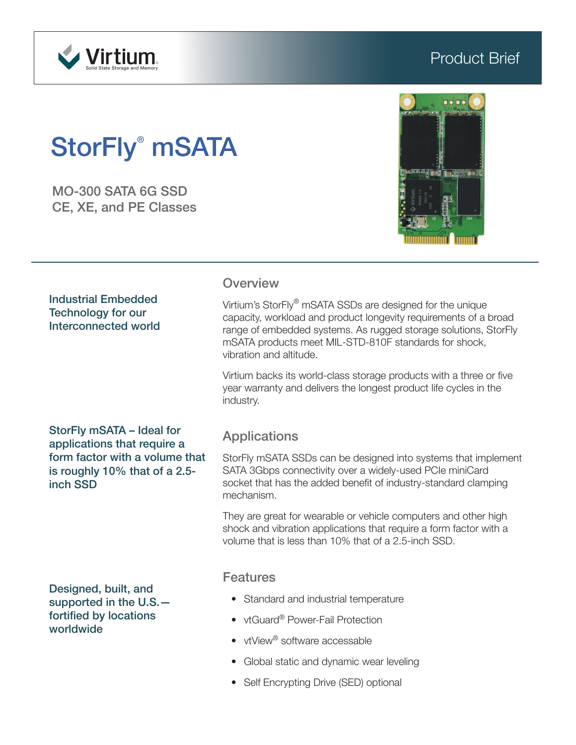Virtium
Solid State Storage and Memory

Product Brief

# StorFly® mSATA

MO-300 SATA 6G SSD
CE, XE, and PE Classes

**Industrial Embedded Technology for our Interconnected world**

## Overview

Virtium's StorFly® mSATA SSDs are designed for the unique capacity, workload and product longevity requirements of a broad range of embedded systems. As rugged storage solutions, StorFly mSATA products meet MIL-STD-810F standards for shock, vibration and altitude.

Virtium backs its world-class storage products with a three or five year warranty and delivers the longest product life cycles in the industry.

**StorFly mSATA – Ideal for applications that require a form factor with a volume that is roughly 10% that of a 2.5-inch SSD**

## Applications

StorFly mSATA SSDs can be designed into systems that implement SATA 3Gbps connectivity over a widely-used PCIe miniCard socket that has the added benefit of industry-standard clamping mechanism.

They are great for wearable or vehicle computers and other high shock and vibration applications that require a form factor with a volume that is less than 10% that of a 2.5-inch SSD.

**Designed, built, and supported in the U.S.— fortified by locations worldwide**

## Features

- Standard and industrial temperature
- vtGuard® Power-Fail Protection
- vtView® software accessable
- Global static and dynamic wear leveling
- Self Encrypting Drive (SED) optional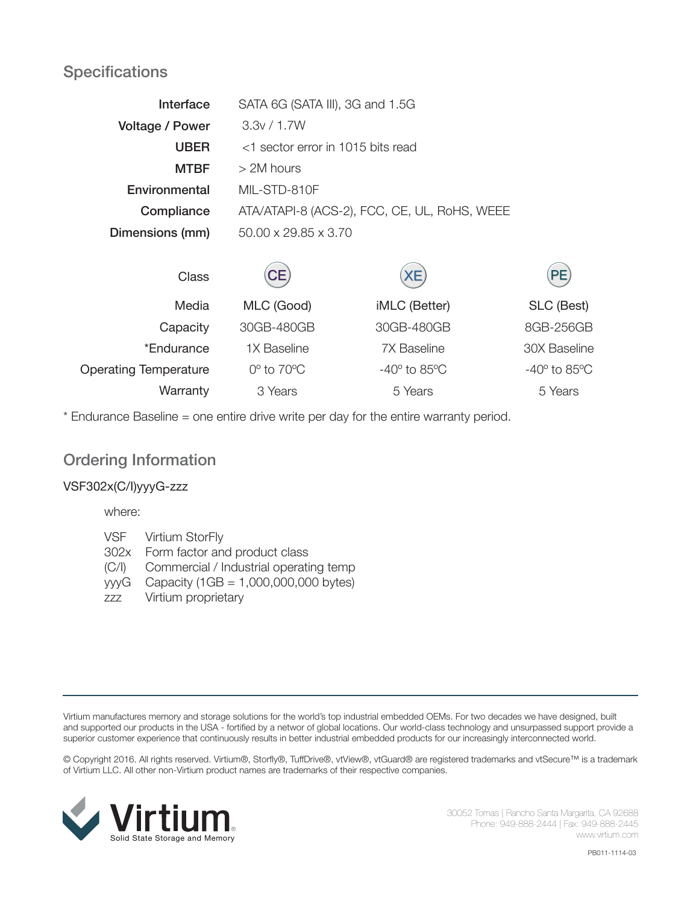## Specifications

| | |
|---|---|
| **Interface** | SATA 6G (SATA III), 3G and 1.5G |
| **Voltage / Power** | 3.3v / 1.7W |
| **UBER** | <1 sector error in 1015 bits read |
| **MTBF** | > 2M hours |
| **Environmental** | MIL-STD-810F |
| **Compliance** | ATA/ATAPI-8 (ACS-2), FCC, CE, UL, RoHS, WEEE |
| **Dimensions (mm)** | 50.00 x 29.85 x 3.70 |

| Class | CE | XE | PE |
|---|---|---|---|
| Media | MLC (Good) | iMLC (Better) | SLC (Best) |
| Capacity | 30GB-480GB | 30GB-480GB | 8GB-256GB |
| *Endurance | 1X Baseline | 7X Baseline | 30X Baseline |
| Operating Temperature | 0º to 70ºC | -40º to 85ºC | -40º to 85ºC |
| Warranty | 3 Years | 5 Years | 5 Years |

* Endurance Baseline = one entire drive write per day for the entire warranty period.

## Ordering Information

VSF302x(C/I)yyyG-zzz

where:

| | |
|---|---|
| VSF | Virtium StorFly |
| 302x | Form factor and product class |
| (C/I) | Commercial / Industrial operating temp |
| yyyG | Capacity (1GB = 1,000,000,000 bytes) |
| zzz | Virtium proprietary |

---

Virtium manufactures memory and storage solutions for the world's top industrial embedded OEMs. For two decades we have designed, built and supported our products in the USA - fortified by a networ of global locations. Our world-class technology and unsurpassed support provide a superior customer experience that continuously results in better industrial embedded products for our increasingly interconnected world.

© Copyright 2016. All rights reserved. Virtium®, Storfly®, TuffDrive®, vtView®, vtGuard® are registered trademarks and vtSecure™ is a trademark of Virtium LLC. All other non-Virtium product names are trademarks of their respective companies.

Virtium® Solid State Storage and Memory

30052 Tomas | Rancho Santa Margarita, CA 92688
Phone: 949-888-2444 | Fax: 949-888-2445
www.virtium.com

PB011-1114-03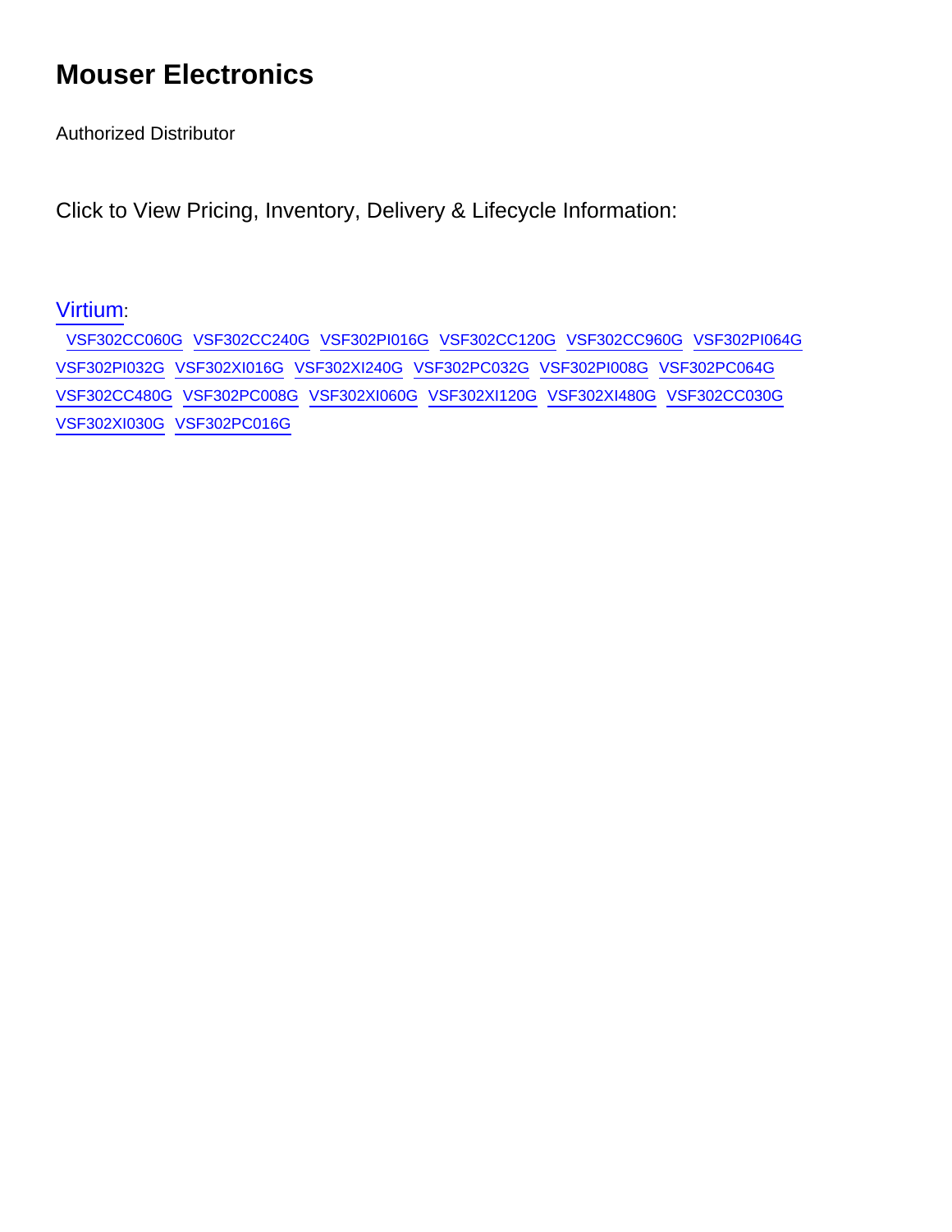# Mouser Electronics

Authorized Distributor

Click to View Pricing, Inventory, Delivery & Lifecycle Information:

Virtium:

VSF302CC060G VSF302CC240G VSF302PI016G VSF302CC120G VSF302CC960G VSF302PI064G
VSF302PI032G VSF302XI016G VSF302XI240G VSF302PC032G VSF302PI008G VSF302PC064G
VSF302CC480G VSF302PC008G VSF302XI060G VSF302XI120G VSF302XI480G VSF302CC030G
VSF302XI030G VSF302PC016G